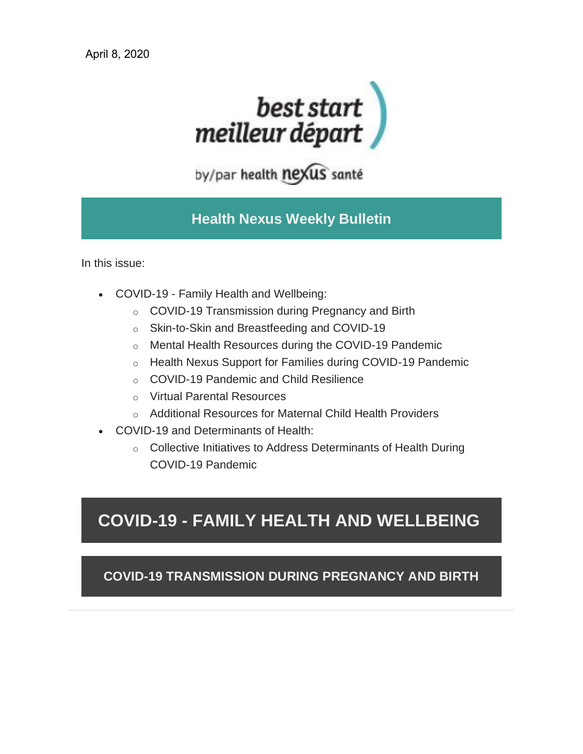April 8, 2020

best start
meilleur départ

by/par health nexus santé

## Health Nexus Weekly Bulletin

In this issue:

- COVID-19 - Family Health and Wellbeing:
  - COVID-19 Transmission during Pregnancy and Birth
  - Skin-to-Skin and Breastfeeding and COVID-19
  - Mental Health Resources during the COVID-19 Pandemic
  - Health Nexus Support for Families during COVID-19 Pandemic
  - COVID-19 Pandemic and Child Resilience
  - Virtual Parental Resources
  - Additional Resources for Maternal Child Health Providers
- COVID-19 and Determinants of Health:
  - Collective Initiatives to Address Determinants of Health During COVID-19 Pandemic

# COVID-19 - FAMILY HEALTH AND WELLBEING

## COVID-19 TRANSMISSION DURING PREGNANCY AND BIRTH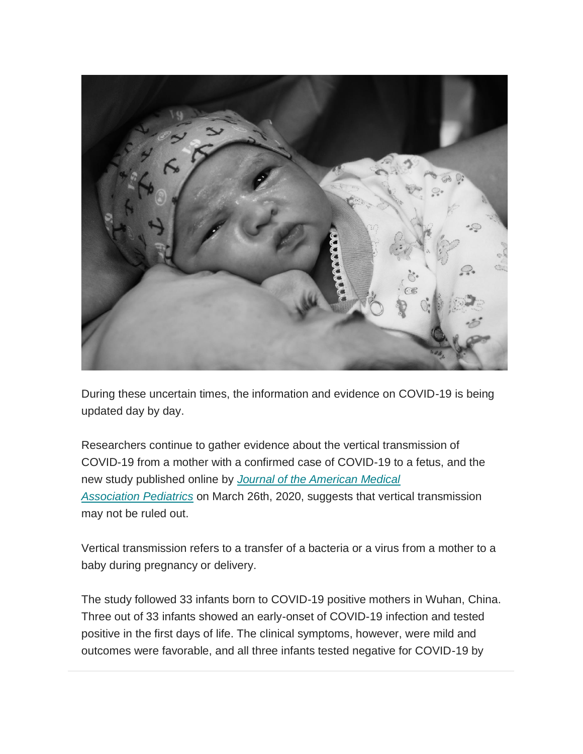During these uncertain times, the information and evidence on COVID-19 is being updated day by day.

Researchers continue to gather evidence about the vertical transmission of COVID-19 from a mother with a confirmed case of COVID-19 to a fetus, and the new study published online by *Journal of the American Medical Association Pediatrics* on March 26th, 2020, suggests that vertical transmission may not be ruled out.

Vertical transmission refers to a transfer of a bacteria or a virus from a mother to a baby during pregnancy or delivery.

The study followed 33 infants born to COVID-19 positive mothers in Wuhan, China. Three out of 33 infants showed an early-onset of COVID-19 infection and tested positive in the first days of life. The clinical symptoms, however, were mild and outcomes were favorable, and all three infants tested negative for COVID-19 by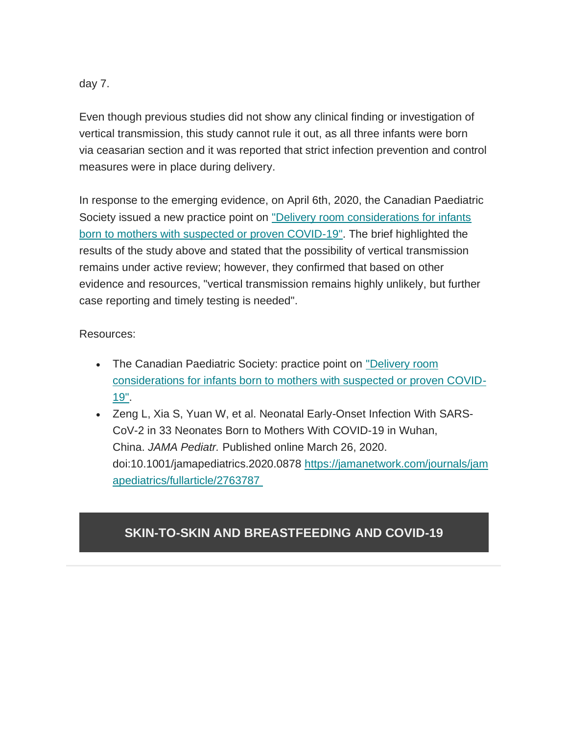day 7.

Even though previous studies did not show any clinical finding or investigation of vertical transmission, this study cannot rule it out, as all three infants were born via ceasarian section and it was reported that strict infection prevention and control measures were in place during delivery.

In response to the emerging evidence, on April 6th, 2020, the Canadian Paediatric Society issued a new practice point on "Delivery room considerations for infants born to mothers with suspected or proven COVID-19". The brief highlighted the results of the study above and stated that the possibility of vertical transmission remains under active review; however, they confirmed that based on other evidence and resources, "vertical transmission remains highly unlikely, but further case reporting and timely testing is needed".

Resources:

- The Canadian Paediatric Society: practice point on "Delivery room considerations for infants born to mothers with suspected or proven COVID-19".
- Zeng L, Xia S, Yuan W, et al. Neonatal Early-Onset Infection With SARS-CoV-2 in 33 Neonates Born to Mothers With COVID-19 in Wuhan, China. *JAMA Pediatr.* Published online March 26, 2020. doi:10.1001/jamapediatrics.2020.0878 https://jamanetwork.com/journals/jamapediatrics/fullarticle/2763787

## SKIN-TO-SKIN AND BREASTFEEDING AND COVID-19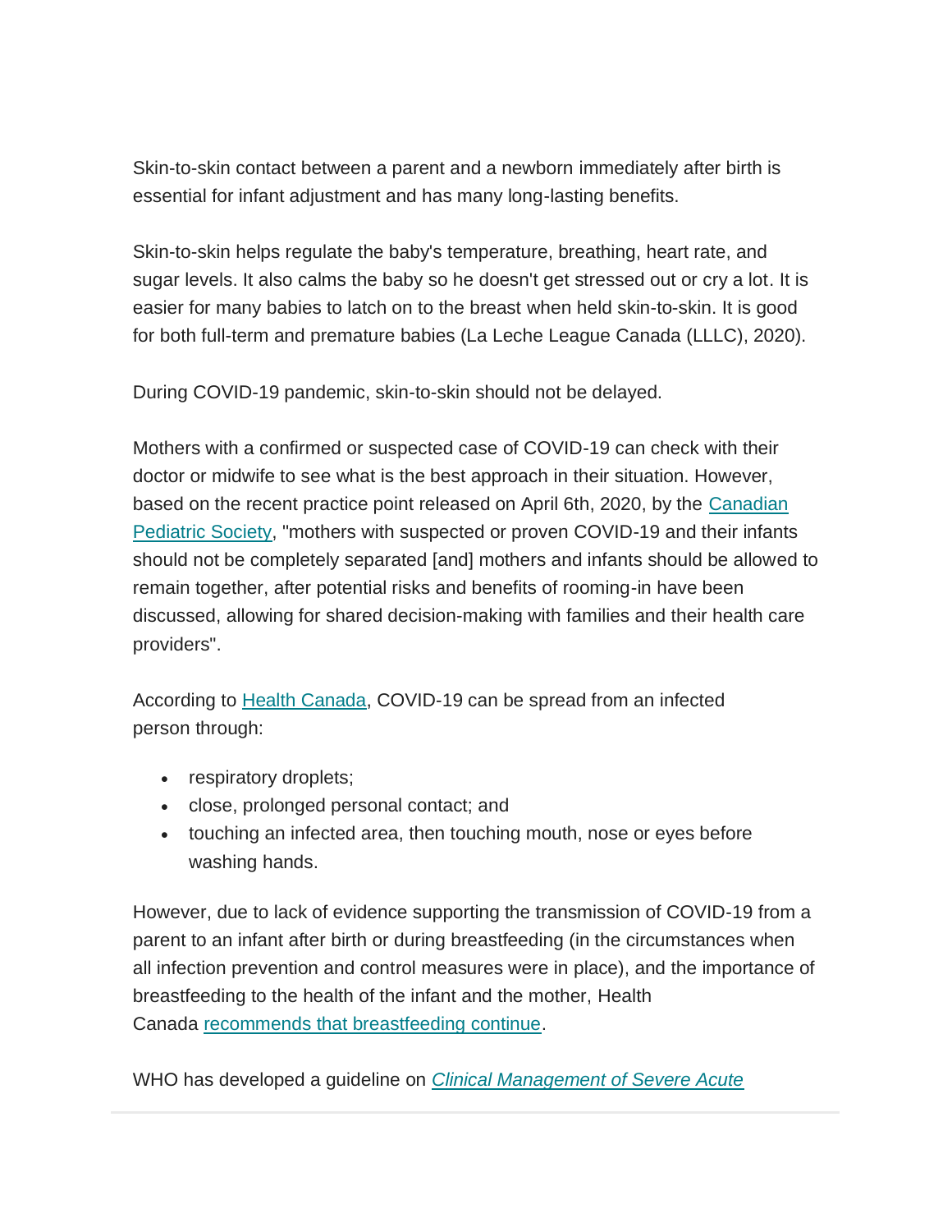Skin-to-skin contact between a parent and a newborn immediately after birth is essential for infant adjustment and has many long-lasting benefits.

Skin-to-skin helps regulate the baby's temperature, breathing, heart rate, and sugar levels. It also calms the baby so he doesn't get stressed out or cry a lot. It is easier for many babies to latch on to the breast when held skin-to-skin. It is good for both full-term and premature babies (La Leche League Canada (LLLC), 2020).

During COVID-19 pandemic, skin-to-skin should not be delayed.

Mothers with a confirmed or suspected case of COVID-19 can check with their doctor or midwife to see what is the best approach in their situation. However, based on the recent practice point released on April 6th, 2020, by the Canadian Pediatric Society, "mothers with suspected or proven COVID-19 and their infants should not be completely separated [and] mothers and infants should be allowed to remain together, after potential risks and benefits of rooming-in have been discussed, allowing for shared decision-making with families and their health care providers".

According to Health Canada, COVID-19 can be spread from an infected person through:

- respiratory droplets;
- close, prolonged personal contact; and
- touching an infected area, then touching mouth, nose or eyes before washing hands.

However, due to lack of evidence supporting the transmission of COVID-19 from a parent to an infant after birth or during breastfeeding (in the circumstances when all infection prevention and control measures were in place), and the importance of breastfeeding to the health of the infant and the mother, Health Canada recommends that breastfeeding continue.

WHO has developed a guideline on *Clinical Management of Severe Acute*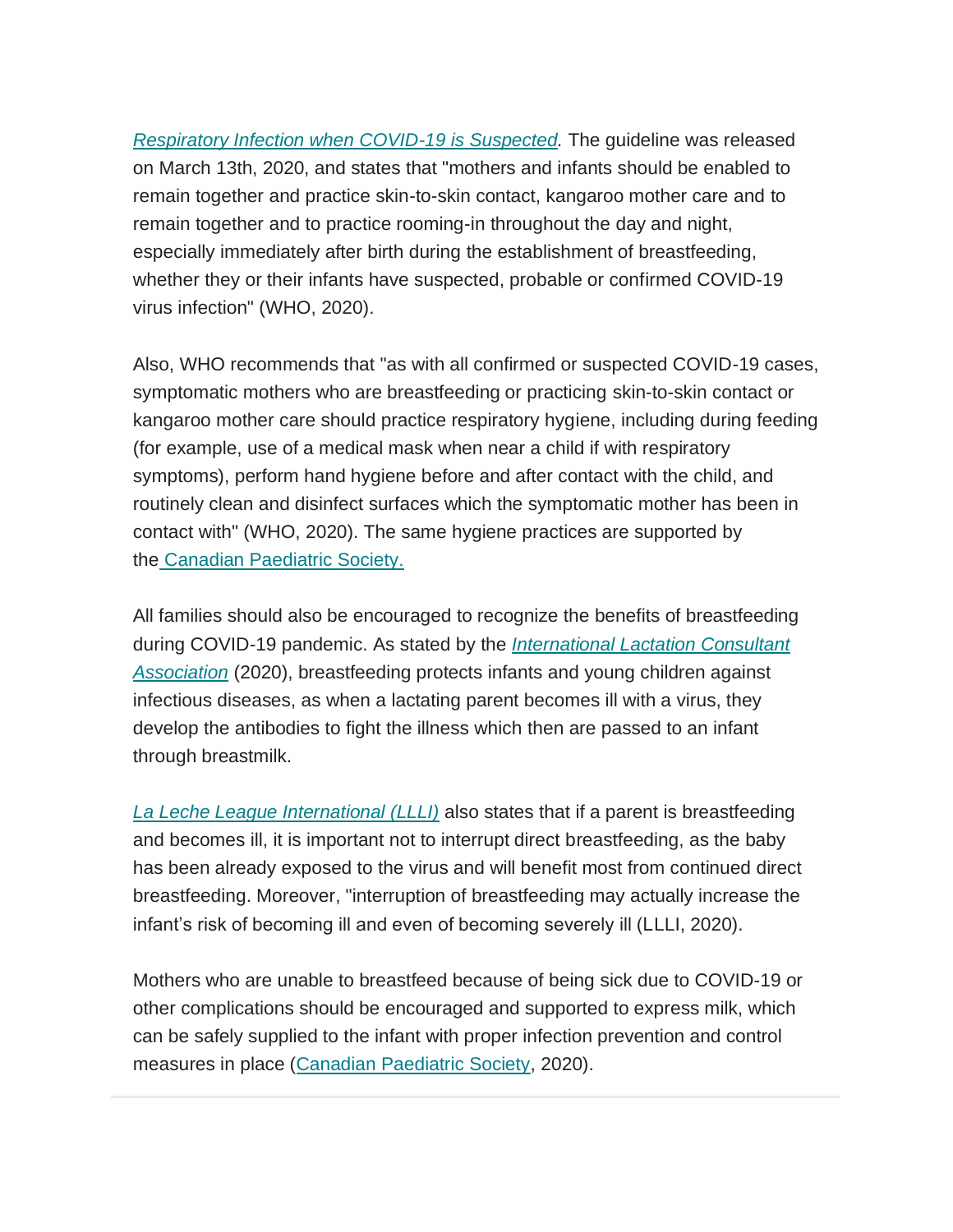*Respiratory Infection when COVID-19 is Suspected.* The guideline was released on March 13th, 2020, and states that "mothers and infants should be enabled to remain together and practice skin-to-skin contact, kangaroo mother care and to remain together and to practice rooming-in throughout the day and night, especially immediately after birth during the establishment of breastfeeding, whether they or their infants have suspected, probable or confirmed COVID-19 virus infection" (WHO, 2020).

Also, WHO recommends that "as with all confirmed or suspected COVID-19 cases, symptomatic mothers who are breastfeeding or practicing skin-to-skin contact or kangaroo mother care should practice respiratory hygiene, including during feeding (for example, use of a medical mask when near a child if with respiratory symptoms), perform hand hygiene before and after contact with the child, and routinely clean and disinfect surfaces which the symptomatic mother has been in contact with" (WHO, 2020). The same hygiene practices are supported by the Canadian Paediatric Society.

All families should also be encouraged to recognize the benefits of breastfeeding during COVID-19 pandemic. As stated by the *International Lactation Consultant Association* (2020), breastfeeding protects infants and young children against infectious diseases, as when a lactating parent becomes ill with a virus, they develop the antibodies to fight the illness which then are passed to an infant through breastmilk.

*La Leche League International (LLLI)* also states that if a parent is breastfeeding and becomes ill, it is important not to interrupt direct breastfeeding, as the baby has been already exposed to the virus and will benefit most from continued direct breastfeeding. Moreover, "interruption of breastfeeding may actually increase the infant's risk of becoming ill and even of becoming severely ill (LLLI, 2020).

Mothers who are unable to breastfeed because of being sick due to COVID-19 or other complications should be encouraged and supported to express milk, which can be safely supplied to the infant with proper infection prevention and control measures in place (Canadian Paediatric Society, 2020).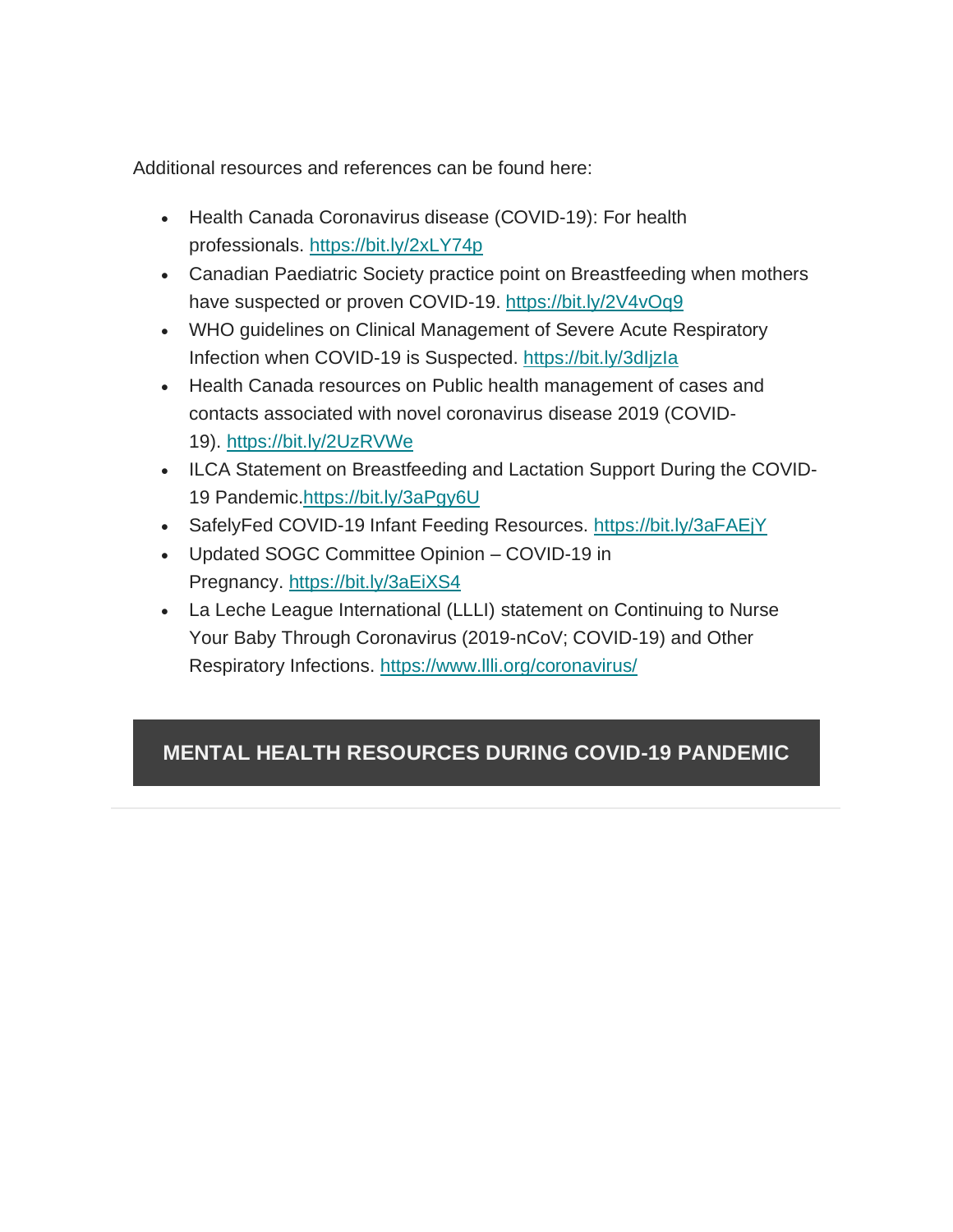Additional resources and references can be found here:

- Health Canada Coronavirus disease (COVID-19): For health professionals. https://bit.ly/2xLY74p
- Canadian Paediatric Society practice point on Breastfeeding when mothers have suspected or proven COVID-19. https://bit.ly/2V4vOq9
- WHO guidelines on Clinical Management of Severe Acute Respiratory Infection when COVID-19 is Suspected. https://bit.ly/3dIjzIa
- Health Canada resources on Public health management of cases and contacts associated with novel coronavirus disease 2019 (COVID-19). https://bit.ly/2UzRVWe
- ILCA Statement on Breastfeeding and Lactation Support During the COVID-19 Pandemic.https://bit.ly/3aPgy6U
- SafelyFed COVID-19 Infant Feeding Resources. https://bit.ly/3aFAEjY
- Updated SOGC Committee Opinion – COVID-19 in Pregnancy. https://bit.ly/3aEiXS4
- La Leche League International (LLLI) statement on Continuing to Nurse Your Baby Through Coronavirus (2019-nCoV; COVID-19) and Other Respiratory Infections. https://www.llli.org/coronavirus/

## MENTAL HEALTH RESOURCES DURING COVID-19 PANDEMIC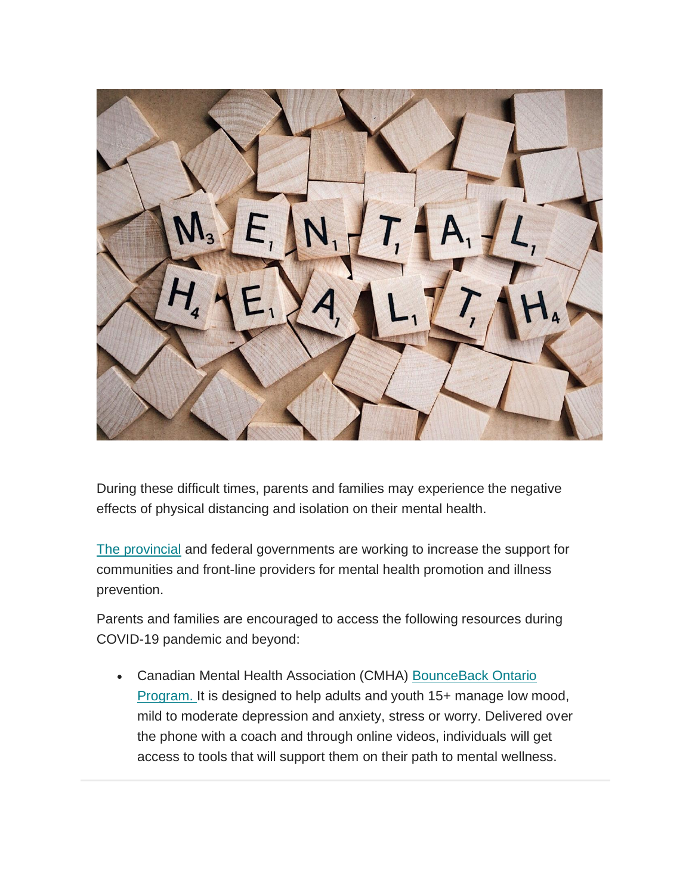During these difficult times, parents and families may experience the negative effects of physical distancing and isolation on their mental health.

The provincial and federal governments are working to increase the support for communities and front-line providers for mental health promotion and illness prevention.

Parents and families are encouraged to access the following resources during COVID-19 pandemic and beyond:

- Canadian Mental Health Association (CMHA) BounceBack Ontario Program. It is designed to help adults and youth 15+ manage low mood, mild to moderate depression and anxiety, stress or worry. Delivered over the phone with a coach and through online videos, individuals will get access to tools that will support them on their path to mental wellness.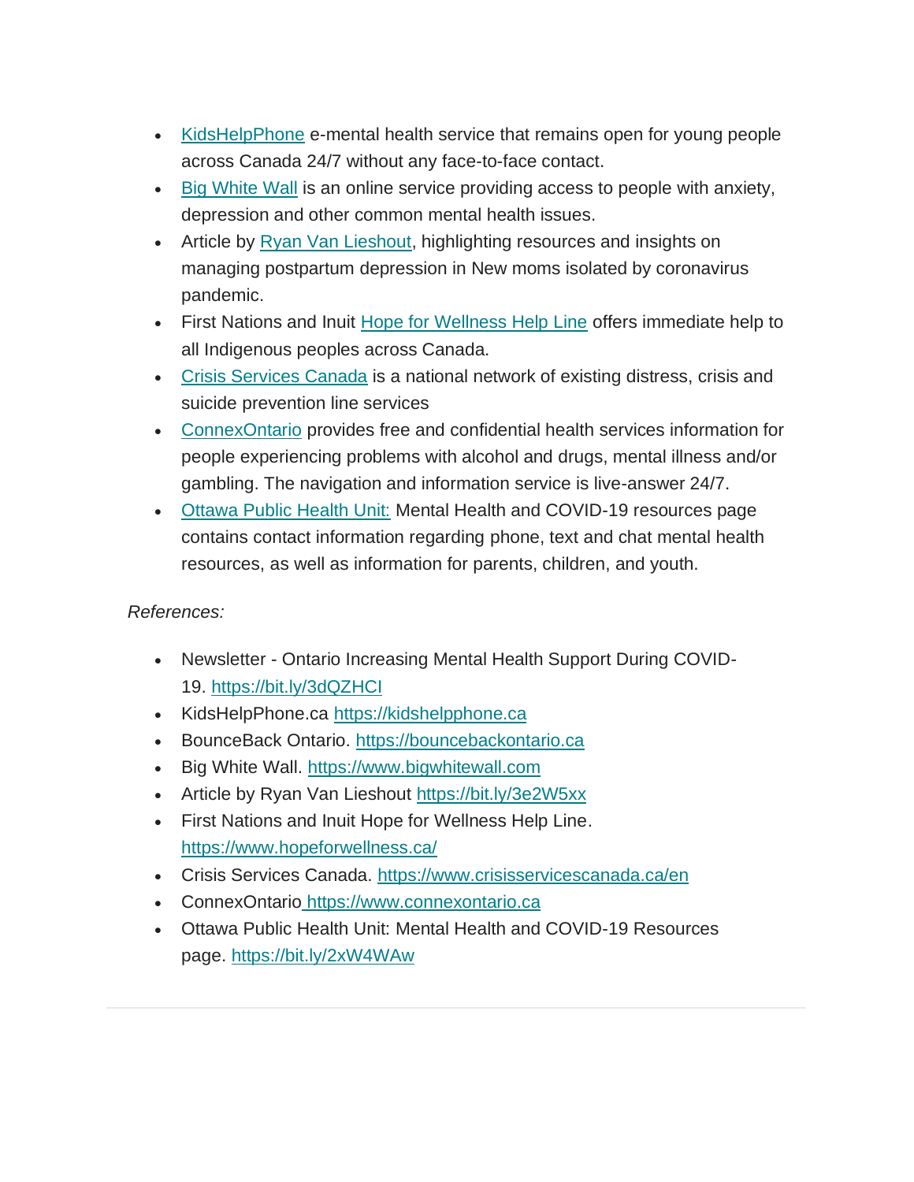- KidsHelpPhone e-mental health service that remains open for young people across Canada 24/7 without any face-to-face contact.
- Big White Wall is an online service providing access to people with anxiety, depression and other common mental health issues.
- Article by Ryan Van Lieshout, highlighting resources and insights on managing postpartum depression in New moms isolated by coronavirus pandemic.
- First Nations and Inuit Hope for Wellness Help Line offers immediate help to all Indigenous peoples across Canada.
- Crisis Services Canada is a national network of existing distress, crisis and suicide prevention line services
- ConnexOntario provides free and confidential health services information for people experiencing problems with alcohol and drugs, mental illness and/or gambling. The navigation and information service is live-answer 24/7.
- Ottawa Public Health Unit: Mental Health and COVID-19 resources page contains contact information regarding phone, text and chat mental health resources, as well as information for parents, children, and youth.

*References:*

- Newsletter - Ontario Increasing Mental Health Support During COVID-19. https://bit.ly/3dQZHCI
- KidsHelpPhone.ca https://kidshelpphone.ca
- BounceBack Ontario. https://bouncebackontario.ca
- Big White Wall. https://www.bigwhitewall.com
- Article by Ryan Van Lieshout https://bit.ly/3e2W5xx
- First Nations and Inuit Hope for Wellness Help Line. https://www.hopeforwellness.ca/
- Crisis Services Canada. https://www.crisisservicescanada.ca/en
- ConnexOntario https://www.connexontario.ca
- Ottawa Public Health Unit: Mental Health and COVID-19 Resources page. https://bit.ly/2xW4WAw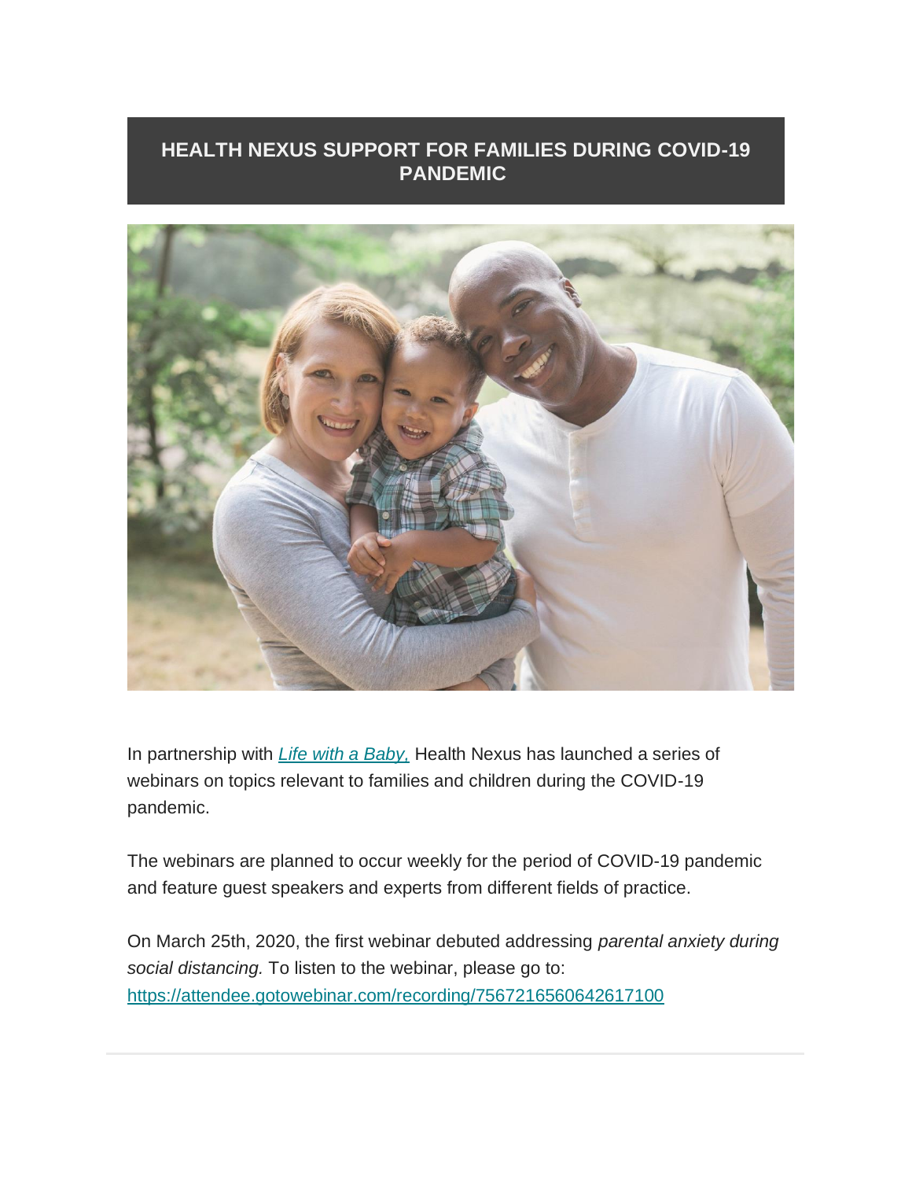## HEALTH NEXUS SUPPORT FOR FAMILIES DURING COVID-19 PANDEMIC

In partnership with *Life with a Baby,* Health Nexus has launched a series of webinars on topics relevant to families and children during the COVID-19 pandemic.

The webinars are planned to occur weekly for the period of COVID-19 pandemic and feature guest speakers and experts from different fields of practice.

On March 25th, 2020, the first webinar debuted addressing *parental anxiety during social distancing.* To listen to the webinar, please go to: https://attendee.gotowebinar.com/recording/7567216560642617100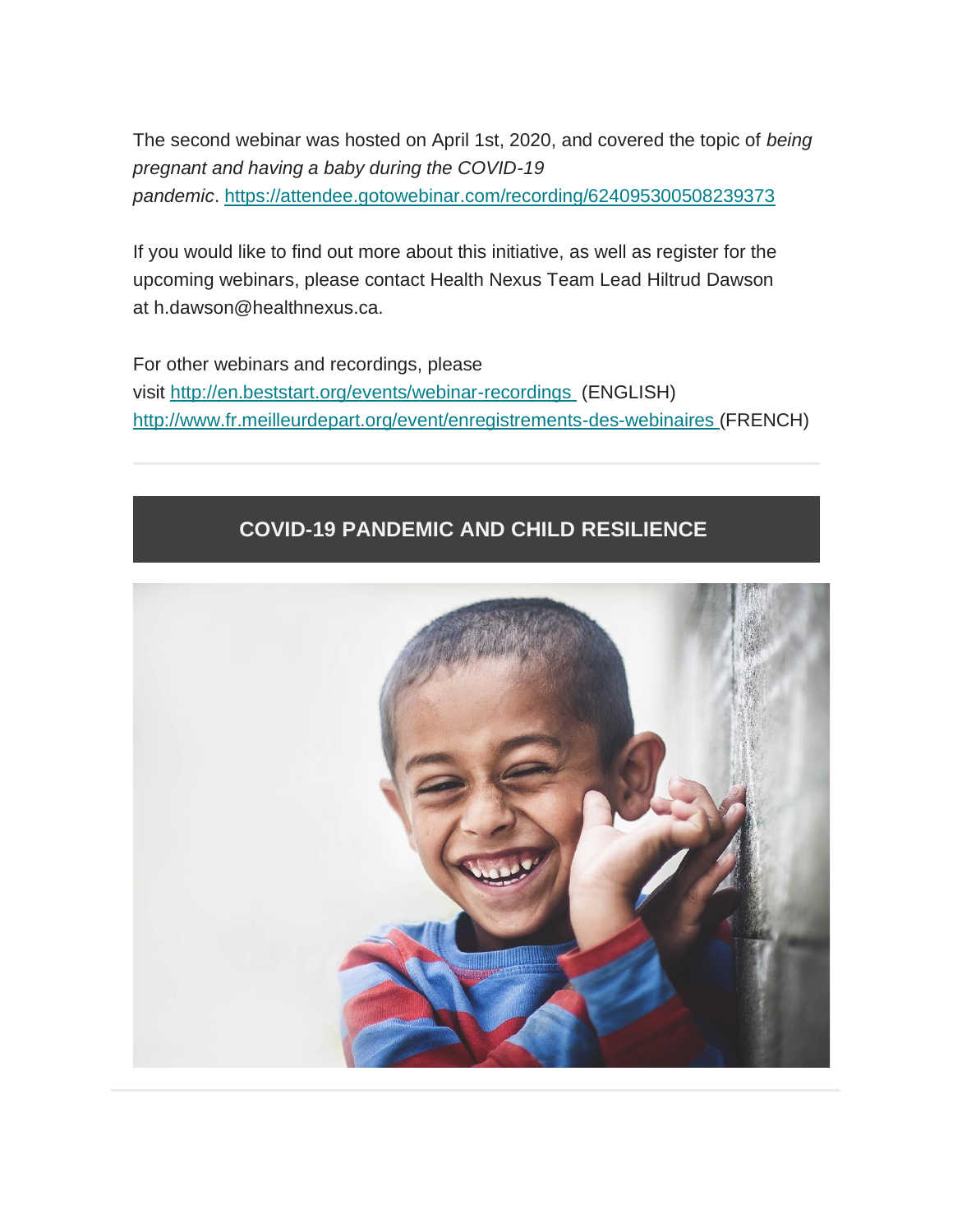The second webinar was hosted on April 1st, 2020, and covered the topic of *being pregnant and having a baby during the COVID-19 pandemic*. https://attendee.gotowebinar.com/recording/6240953005082393​73

If you would like to find out more about this initiative, as well as register for the upcoming webinars, please contact Health Nexus Team Lead Hiltrud Dawson at h.dawson@healthnexus.ca.

For other webinars and recordings, please visit http://en.beststart.org/events/webinar-recordings (ENGLISH) http://www.fr.meilleurdepart.org/event/enregistrements-des-webinaires (FRENCH)

---

## COVID-19 PANDEMIC AND CHILD RESILIENCE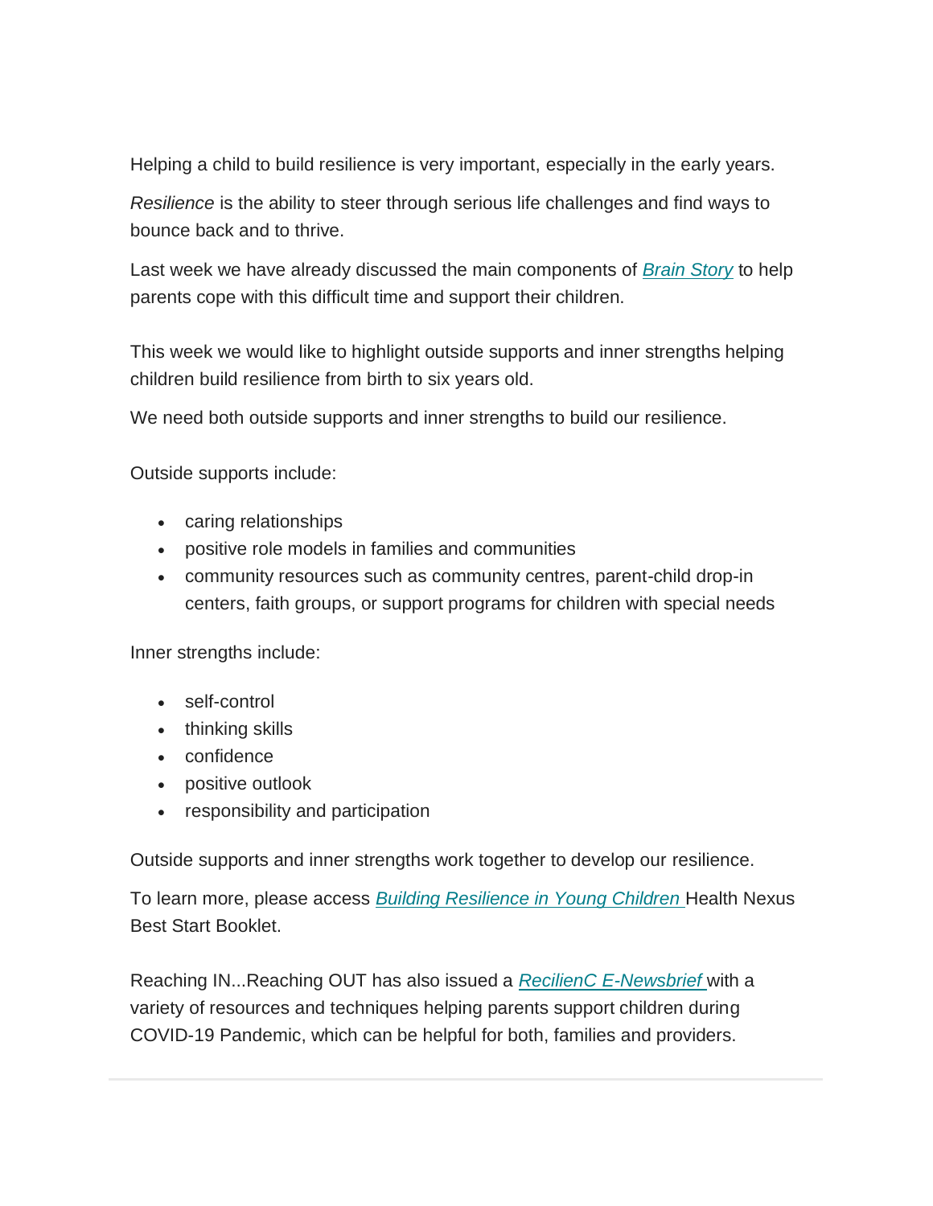Helping a child to build resilience is very important, especially in the early years.

*Resilience* is the ability to steer through serious life challenges and find ways to bounce back and to thrive.

Last week we have already discussed the main components of *Brain Story* to help parents cope with this difficult time and support their children.

This week we would like to highlight outside supports and inner strengths helping children build resilience from birth to six years old.

We need both outside supports and inner strengths to build our resilience.

Outside supports include:

- caring relationships
- positive role models in families and communities
- community resources such as community centres, parent-child drop-in centers, faith groups, or support programs for children with special needs

Inner strengths include:

- self-control
- thinking skills
- confidence
- positive outlook
- responsibility and participation

Outside supports and inner strengths work together to develop our resilience.

To learn more, please access *Building Resilience in Young Children* Health Nexus Best Start Booklet.

Reaching IN...Reaching OUT has also issued a *RecilienC E-Newsbrief* with a variety of resources and techniques helping parents support children during COVID-19 Pandemic, which can be helpful for both, families and providers.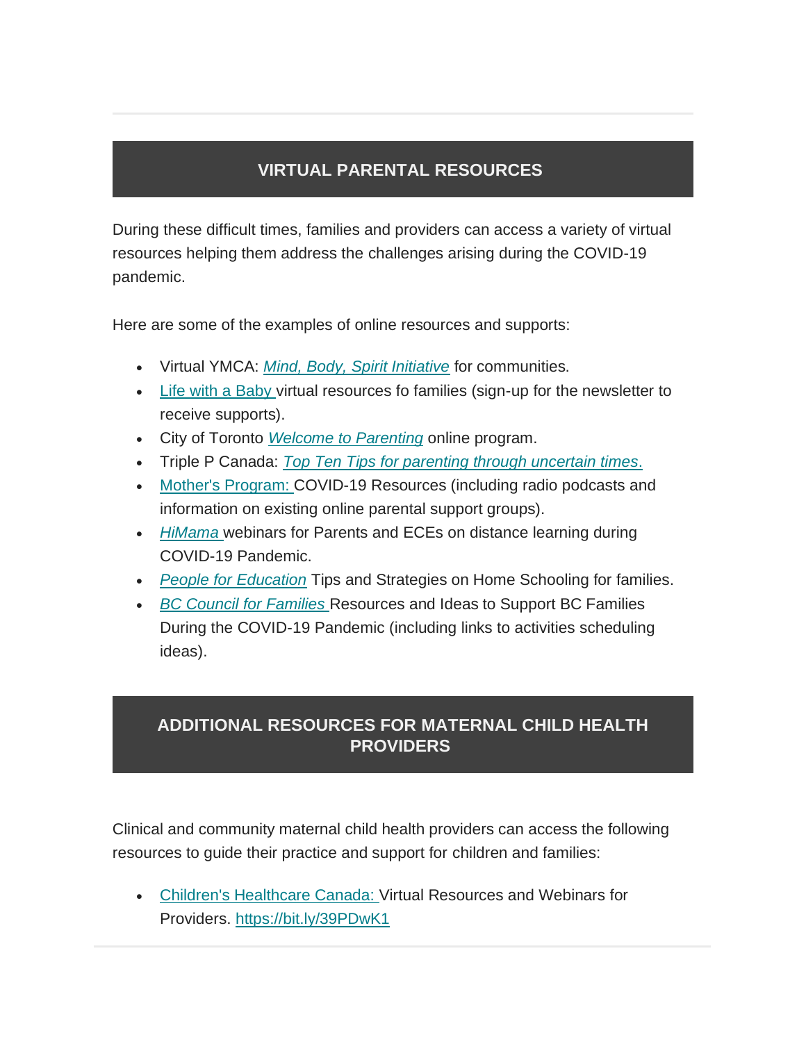## VIRTUAL PARENTAL RESOURCES

During these difficult times, families and providers can access a variety of virtual resources helping them address the challenges arising during the COVID-19 pandemic.

Here are some of the examples of online resources and supports:

- Virtual YMCA: *Mind, Body, Spirit Initiative* for communities.
- Life with a Baby virtual resources fo families (sign-up for the newsletter to receive supports).
- City of Toronto *Welcome to Parenting* online program.
- Triple P Canada: *Top Ten Tips for parenting through uncertain times.*
- Mother's Program: COVID-19 Resources (including radio podcasts and information on existing online parental support groups).
- *HiMama* webinars for Parents and ECEs on distance learning during COVID-19 Pandemic.
- *People for Education* Tips and Strategies on Home Schooling for families.
- *BC Council for Families* Resources and Ideas to Support BC Families During the COVID-19 Pandemic (including links to activities scheduling ideas).

## ADDITIONAL RESOURCES FOR MATERNAL CHILD HEALTH PROVIDERS

Clinical and community maternal child health providers can access the following resources to guide their practice and support for children and families:

- Children's Healthcare Canada: Virtual Resources and Webinars for Providers. https://bit.ly/39PDwK1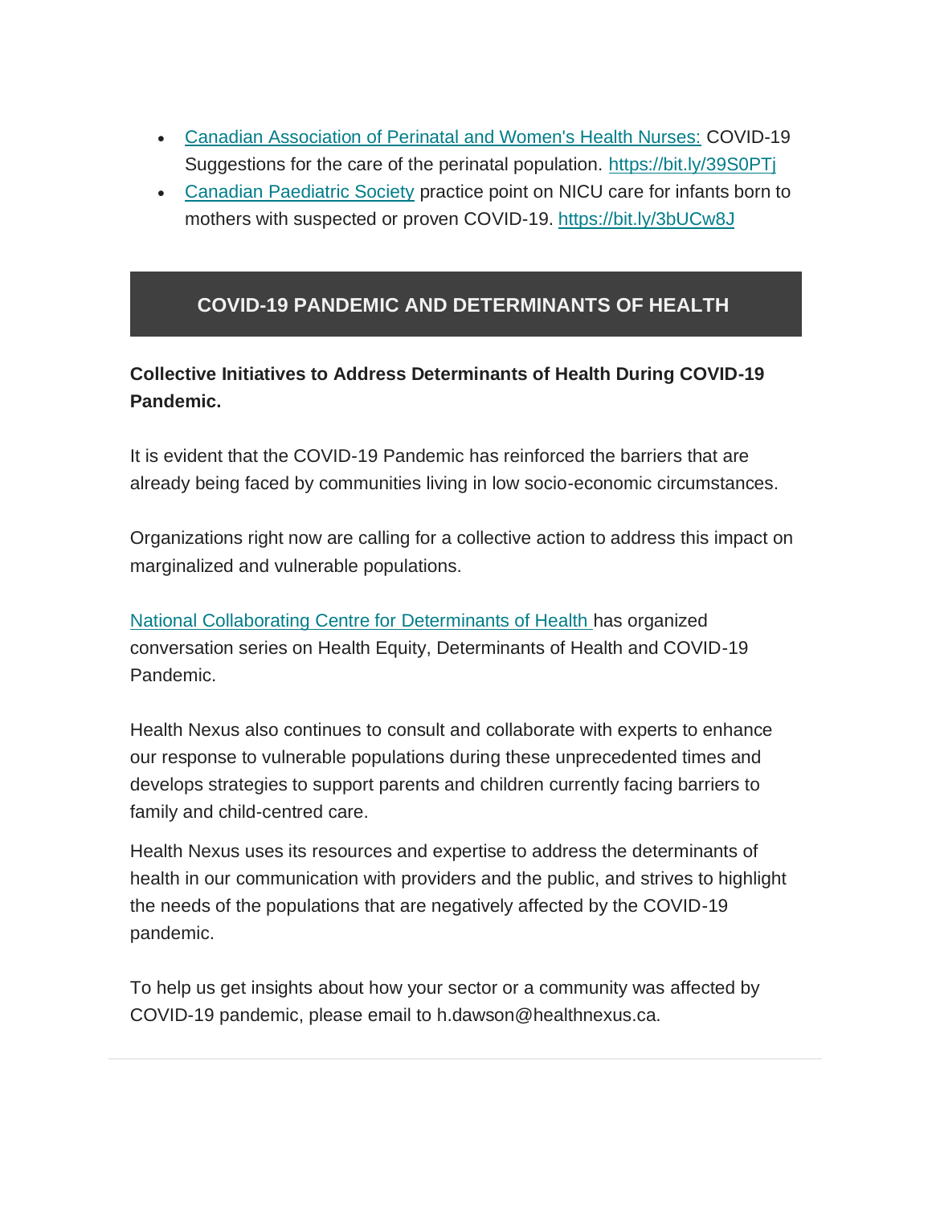- Canadian Association of Perinatal and Women's Health Nurses: COVID-19 Suggestions for the care of the perinatal population. https://bit.ly/39S0PTj
- Canadian Paediatric Society practice point on NICU care for infants born to mothers with suspected or proven COVID-19. https://bit.ly/3bUCw8J

## COVID-19 PANDEMIC AND DETERMINANTS OF HEALTH

**Collective Initiatives to Address Determinants of Health During COVID-19 Pandemic.**

It is evident that the COVID-19 Pandemic has reinforced the barriers that are already being faced by communities living in low socio-economic circumstances.

Organizations right now are calling for a collective action to address this impact on marginalized and vulnerable populations.

National Collaborating Centre for Determinants of Health has organized conversation series on Health Equity, Determinants of Health and COVID-19 Pandemic.

Health Nexus also continues to consult and collaborate with experts to enhance our response to vulnerable populations during these unprecedented times and develops strategies to support parents and children currently facing barriers to family and child-centred care.

Health Nexus uses its resources and expertise to address the determinants of health in our communication with providers and the public, and strives to highlight the needs of the populations that are negatively affected by the COVID-19 pandemic.

To help us get insights about how your sector or a community was affected by COVID-19 pandemic, please email to h.dawson@healthnexus.ca.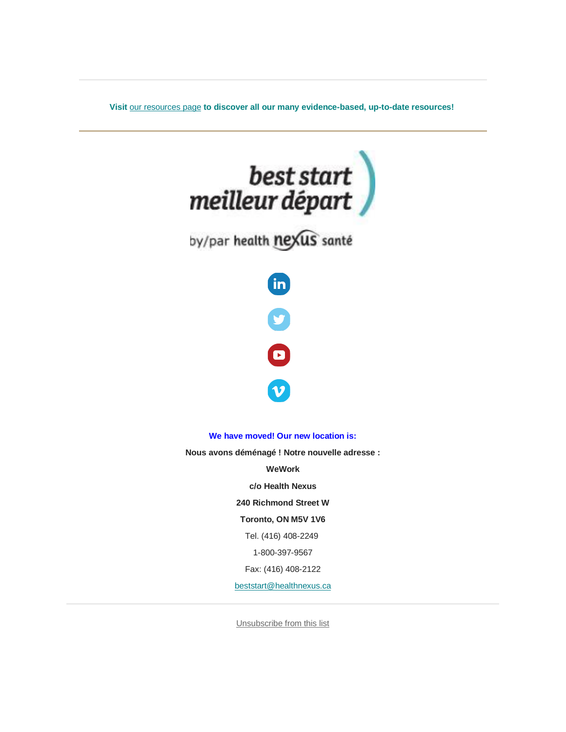---

**Visit our resources page to discover all our many evidence-based, up-to-date resources!**

---

best start
meilleur départ

by/par health nexus santé

**We have moved! Our new location is:**

**Nous avons déménagé ! Notre nouvelle adresse :**

**WeWork**

**c/o Health Nexus**

**240 Richmond Street W**

**Toronto, ON M5V 1V6**

Tel. (416) 408-2249

1-800-397-9567

Fax: (416) 408-2122

beststart@healthnexus.ca

---

Unsubscribe from this list